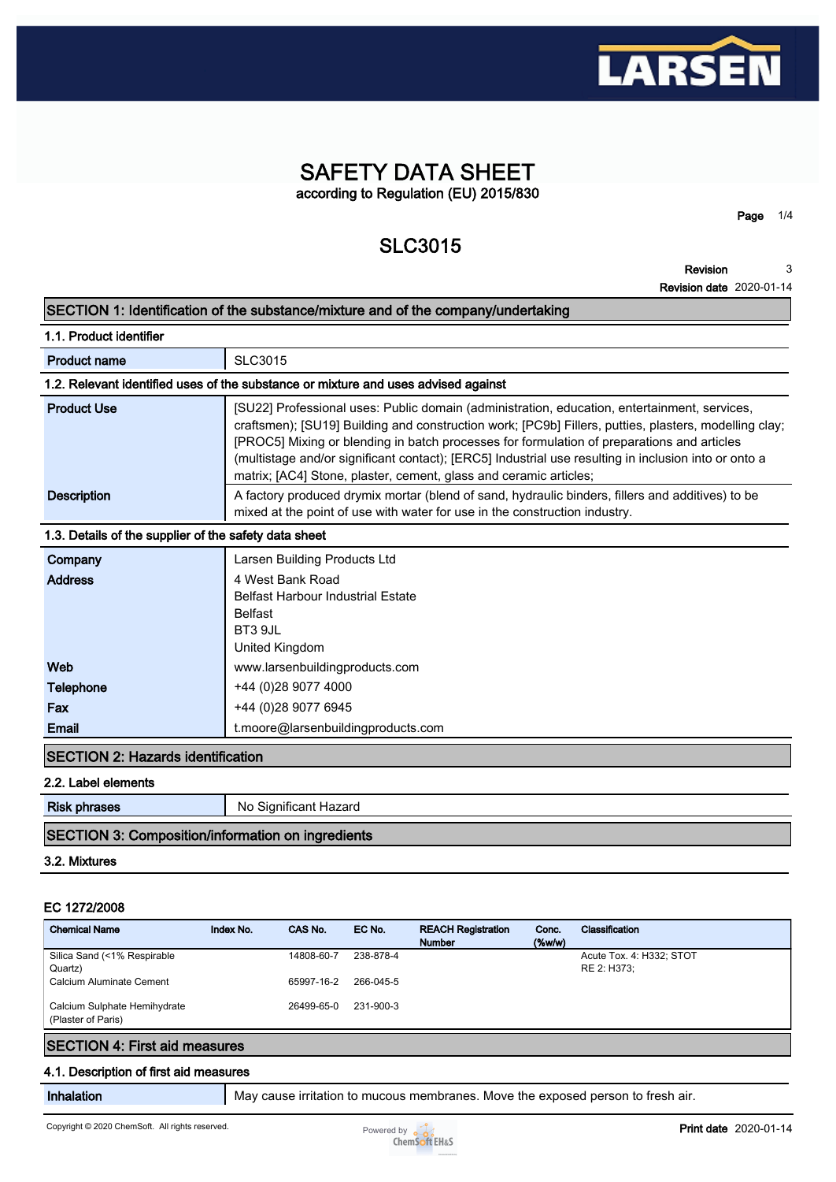# SAFETY DATA SHEET

according to Regulation (EU) 2015/830

## SLC3015

**Revision** 3
**Revision date** 2020-01-14

## SECTION 1: Identification of the substance/mixture and of the company/undertaking

### 1.1. Product identifier

| | |
|---|---|
| **Product name** | SLC3015 |

### 1.2. Relevant identified uses of the substance or mixture and uses advised against

| | |
|---|---|
| **Product Use** | [SU22] Professional uses: Public domain (administration, education, entertainment, services, craftsmen); [SU19] Building and construction work; [PC9b] Fillers, putties, plasters, modelling clay; [PROC5] Mixing or blending in batch processes for formulation of preparations and articles (multistage and/or significant contact); [ERC5] Industrial use resulting in inclusion into or onto a matrix; [AC4] Stone, plaster, cement, glass and ceramic articles; |
| **Description** | A factory produced drymix mortar (blend of sand, hydraulic binders, fillers and additives) to be mixed at the point of use with water for use in the construction industry. |

### 1.3. Details of the supplier of the safety data sheet

| | |
|---|---|
| **Company** | Larsen Building Products Ltd |
| **Address** | 4 West Bank Road<br>Belfast Harbour Industrial Estate<br>Belfast<br>BT3 9JL<br>United Kingdom |
| **Web** | www.larsenbuildingproducts.com |
| **Telephone** | +44 (0)28 9077 4000 |
| **Fax** | +44 (0)28 9077 6945 |
| **Email** | t.moore@larsenbuildingproducts.com |

## SECTION 2: Hazards identification

### 2.2. Label elements

| | |
|---|---|
| **Risk phrases** | No Significant Hazard |

## SECTION 3: Composition/information on ingredients

### 3.2. Mixtures

#### EC 1272/2008

| Chemical Name | Index No. | CAS No. | EC No. | REACH Registration Number | Conc. (%w/w) | Classification |
|---|---|---|---|---|---|---|
| Silica Sand (<1% Respirable Quartz) | | 14808-60-7 | 238-878-4 | | | Acute Tox. 4: H332; STOT RE 2: H373; |
| Calcium Aluminate Cement | | 65997-16-2 | 266-045-5 | | | |
| Calcium Sulphate Hemihydrate (Plaster of Paris) | | 26499-65-0 | 231-900-3 | | | |

## SECTION 4: First aid measures

### 4.1. Description of first aid measures

| | |
|---|---|
| **Inhalation** | May cause irritation to mucous membranes. Move the exposed person to fresh air. |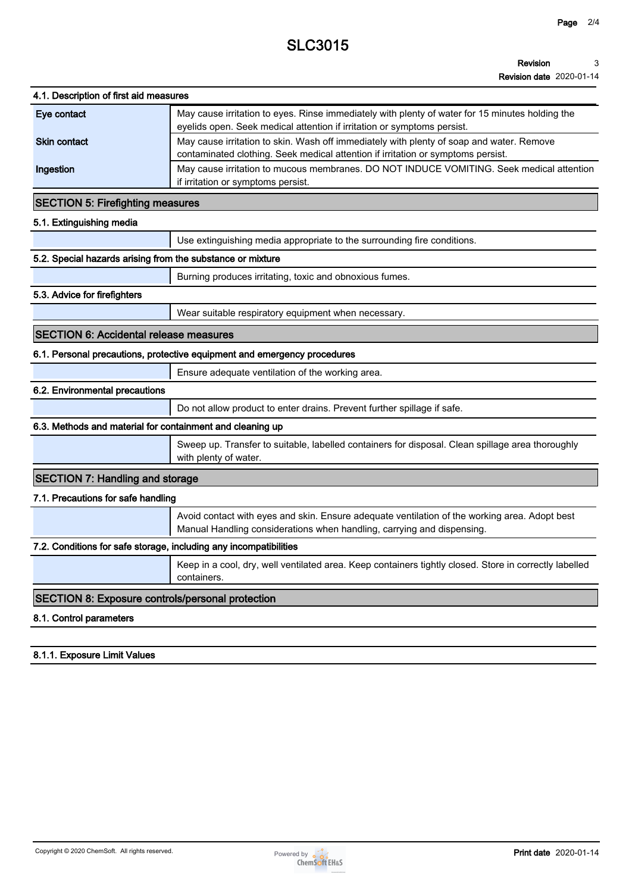### 4.1. Description of first aid measures

| | |
|---|---|
| **Eye contact** | May cause irritation to eyes. Rinse immediately with plenty of water for 15 minutes holding the eyelids open. Seek medical attention if irritation or symptoms persist. |
| **Skin contact** | May cause irritation to skin. Wash off immediately with plenty of soap and water. Remove contaminated clothing. Seek medical attention if irritation or symptoms persist. |
| **Ingestion** | May cause irritation to mucous membranes. DO NOT INDUCE VOMITING. Seek medical attention if irritation or symptoms persist. |

## SECTION 5: Firefighting measures

### 5.1. Extinguishing media

Use extinguishing media appropriate to the surrounding fire conditions.

### 5.2. Special hazards arising from the substance or mixture

Burning produces irritating, toxic and obnoxious fumes.

### 5.3. Advice for firefighters

Wear suitable respiratory equipment when necessary.

## SECTION 6: Accidental release measures

### 6.1. Personal precautions, protective equipment and emergency procedures

Ensure adequate ventilation of the working area.

### 6.2. Environmental precautions

Do not allow product to enter drains. Prevent further spillage if safe.

### 6.3. Methods and material for containment and cleaning up

Sweep up. Transfer to suitable, labelled containers for disposal. Clean spillage area thoroughly with plenty of water.

## SECTION 7: Handling and storage

### 7.1. Precautions for safe handling

Avoid contact with eyes and skin. Ensure adequate ventilation of the working area. Adopt best Manual Handling considerations when handling, carrying and dispensing.

### 7.2. Conditions for safe storage, including any incompatibilities

Keep in a cool, dry, well ventilated area. Keep containers tightly closed. Store in correctly labelled containers.

## SECTION 8: Exposure controls/personal protection

### 8.1. Control parameters

#### 8.1.1. Exposure Limit Values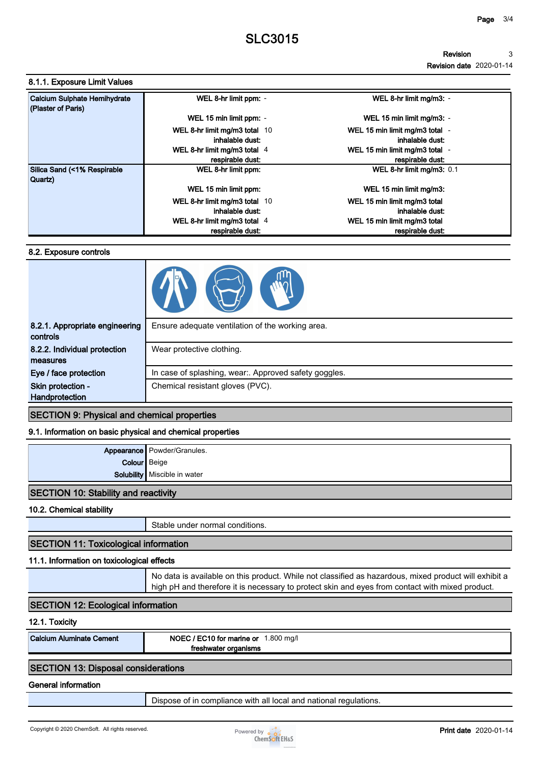# SLC3015

**Revision** 3
**Revision date** 2020-01-14

### 8.1.1. Exposure Limit Values

| Substance | | |
|---|---|---|
| **Calcium Sulphate Hemihydrate (Plaster of Paris)** | **WEL 8-hr limit ppm:** - | **WEL 8-hr limit mg/m3:** - |
| | **WEL 15 min limit ppm:** - | **WEL 15 min limit mg/m3:** - |
| | **WEL 8-hr limit mg/m3 total inhalable dust:** 10 | **WEL 15 min limit mg/m3 total inhalable dust:** - |
| | **WEL 8-hr limit mg/m3 total respirable dust:** 4 | **WEL 15 min limit mg/m3 total respirable dust:** - |
| **Silica Sand (<1% Respirable Quartz)** | **WEL 8-hr limit ppm:** | **WEL 8-hr limit mg/m3:** 0.1 |
| | **WEL 15 min limit ppm:** | **WEL 15 min limit mg/m3:** |
| | **WEL 8-hr limit mg/m3 total inhalable dust:** 10 | **WEL 15 min limit mg/m3 total inhalable dust:** |
| | **WEL 8-hr limit mg/m3 total respirable dust:** 4 | **WEL 15 min limit mg/m3 total respirable dust:** |

### 8.2. Exposure controls

| | |
|---|---|
| **8.2.1. Appropriate engineering controls** | Ensure adequate ventilation of the working area. |
| **8.2.2. Individual protection measures** | Wear protective clothing. |
| **Eye / face protection** | In case of splashing, wear:. Approved safety goggles. |
| **Skin protection - Handprotection** | Chemical resistant gloves (PVC). |

## SECTION 9: Physical and chemical properties

### 9.1. Information on basic physical and chemical properties

| | |
|---|---|
| **Appearance** | Powder/Granules. |
| **Colour** | Beige |
| **Solubility** | Miscible in water |

## SECTION 10: Stability and reactivity

### 10.2. Chemical stability

Stable under normal conditions.

## SECTION 11: Toxicological information

### 11.1. Information on toxicological effects

No data is available on this product. While not classified as hazardous, mixed product will exhibit a high pH and therefore it is necessary to protect skin and eyes from contact with mixed product.

## SECTION 12: Ecological information

### 12.1. Toxicity

| | |
|---|---|
| **Calcium Aluminate Cement** | **NOEC / EC10 for marine or freshwater organisms** 1.800 mg/l |

## SECTION 13: Disposal considerations

### General information

Dispose of in compliance with all local and national regulations.

Copyright © 2020 ChemSoft. All rights reserved.

**Print date** 2020-01-14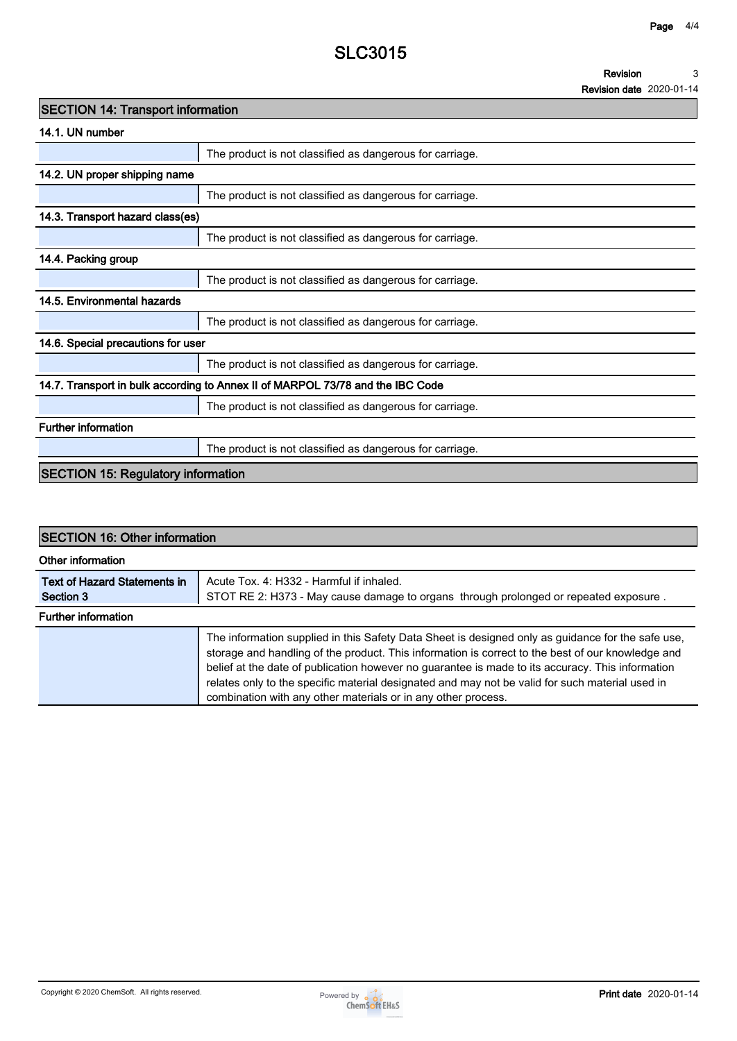## SECTION 14: Transport information

### 14.1. UN number

| | |
|---|---|
| | The product is not classified as dangerous for carriage. |

### 14.2. UN proper shipping name

| | |
|---|---|
| | The product is not classified as dangerous for carriage. |

### 14.3. Transport hazard class(es)

| | |
|---|---|
| | The product is not classified as dangerous for carriage. |

### 14.4. Packing group

| | |
|---|---|
| | The product is not classified as dangerous for carriage. |

### 14.5. Environmental hazards

| | |
|---|---|
| | The product is not classified as dangerous for carriage. |

### 14.6. Special precautions for user

| | |
|---|---|
| | The product is not classified as dangerous for carriage. |

### 14.7. Transport in bulk according to Annex II of MARPOL 73/78 and the IBC Code

| | |
|---|---|
| | The product is not classified as dangerous for carriage. |

### Further information

| | |
|---|---|
| | The product is not classified as dangerous for carriage. |

## SECTION 15: Regulatory information

## SECTION 16: Other information

### Other information

| | |
|---|---|
| **Text of Hazard Statements in Section 3** | Acute Tox. 4: H332 - Harmful if inhaled.<br>STOT RE 2: H373 - May cause damage to organs through prolonged or repeated exposure . |

### Further information

| | |
|---|---|
| | The information supplied in this Safety Data Sheet is designed only as guidance for the safe use, storage and handling of the product. This information is correct to the best of our knowledge and belief at the date of publication however no guarantee is made to its accuracy. This information relates only to the specific material designated and may not be valid for such material used in combination with any other materials or in any other process. |